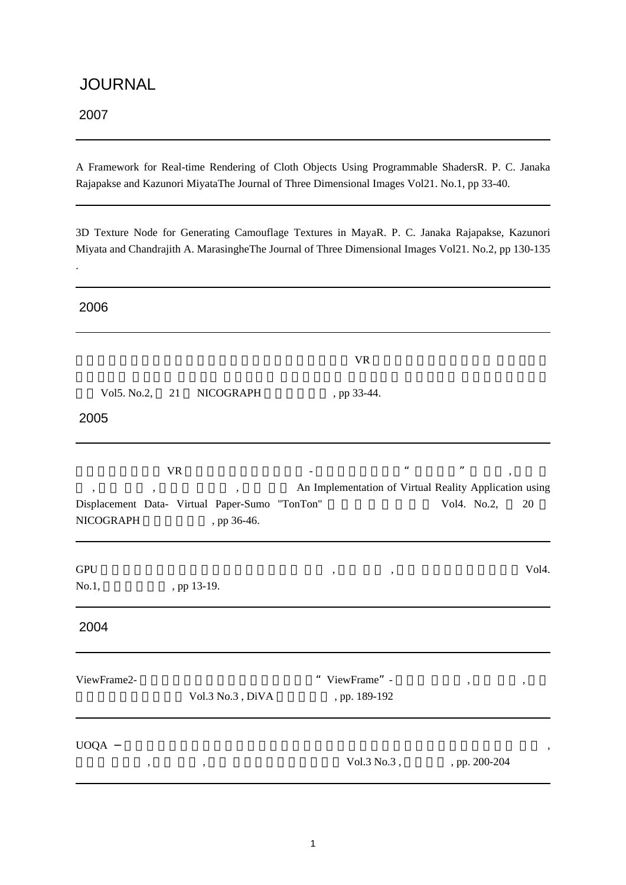# JOURNAL

## 2007

A Framework for Real-time Rendering of Cloth Objects Using Programmable ShadersR. P. C. Janaka Rajapakse and Kazunori MiyataThe Journal of Three Dimensional Images Vol21. No.1, pp 33-40.

---

3D Texture Node for Generating Camouflage Textures in MayaR. P. C. Janaka Rajapakse, Kazunori Miyata and Chandrajith A. MarasingheThe Journal of Three Dimensional Images Vol21. No.2, pp 130-135 .

---

## 2006

VR

Vol5. No.2, 21 NICOGRAPH , pp 33-44.

## 2005

VR - " " , , , , An Implementation of Virtual Reality Application using Displacement Data- Virtual Paper-Sumo "TonTon" Vol4. No.2, 20 NICOGRAPH , pp 36-46.

---

GPU , , Vol4. No.1, , pp 13-19.

---

## 2004

ViewFrame2- " ViewFrame" - , , Vol.3 No.3 , DiVA , pp. 189-192

---

UOQA – , , , Vol.3 No.3 , , pp. 200-204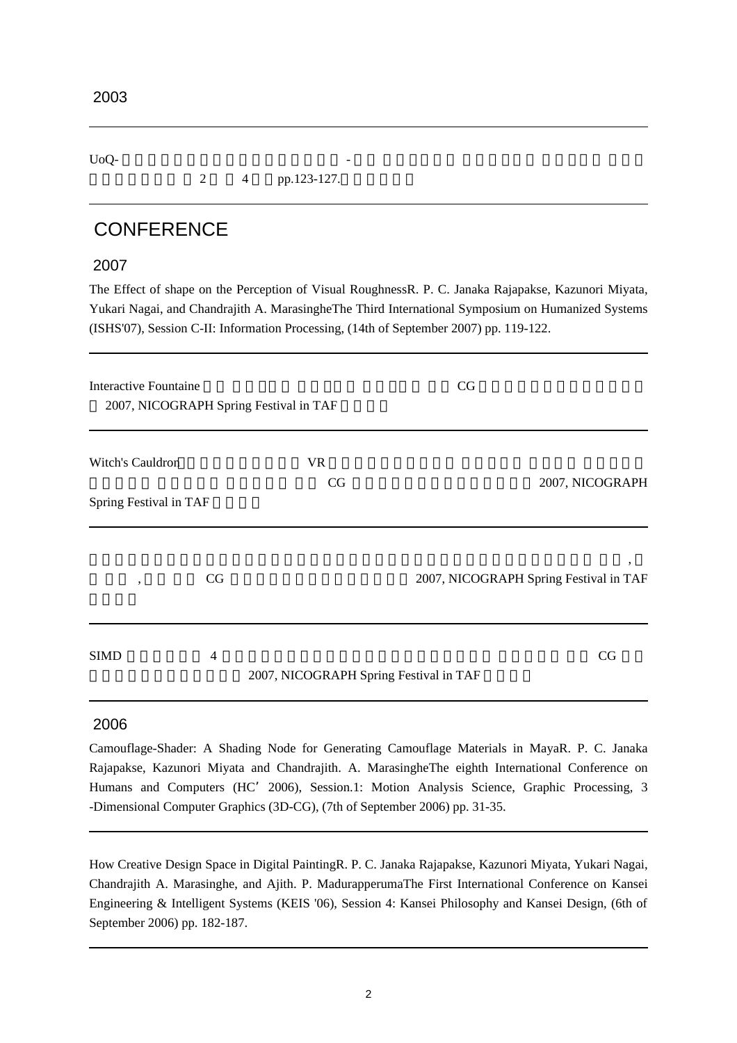2003

UoQ- -
2 4 pp.123-127.

# CONFERENCE

## 2007

The Effect of shape on the Perception of Visual RoughnessR. P. C. Janaka Rajapakse, Kazunori Miyata, Yukari Nagai, and Chandrajith A. MarasingheThe Third International Symposium on Humanized Systems (ISHS'07), Session C-II: Information Processing, (14th of September 2007) pp. 119-122.

---

Interactive Fountaine CG
2007, NICOGRAPH Spring Festival in TAF

---

Witch's Cauldron VR
CG 2007, NICOGRAPH Spring Festival in TAF

---

,
, CG 2007, NICOGRAPH Spring Festival in TAF

---

SIMD 4 CG
2007, NICOGRAPH Spring Festival in TAF

---

## 2006

Camouflage-Shader: A Shading Node for Generating Camouflage Materials in MayaR. P. C. Janaka Rajapakse, Kazunori Miyata and Chandrajith. A. MarasingheThe eighth International Conference on Humans and Computers (HC' 2006), Session.1: Motion Analysis Science, Graphic Processing, 3 -Dimensional Computer Graphics (3D-CG), (7th of September 2006) pp. 31-35.

---

How Creative Design Space in Digital PaintingR. P. C. Janaka Rajapakse, Kazunori Miyata, Yukari Nagai, Chandrajith A. Marasinghe, and Ajith. P. MadurapperumaThe First International Conference on Kansei Engineering & Intelligent Systems (KEIS '06), Session 4: Kansei Philosophy and Kansei Design, (6th of September 2006) pp. 182-187.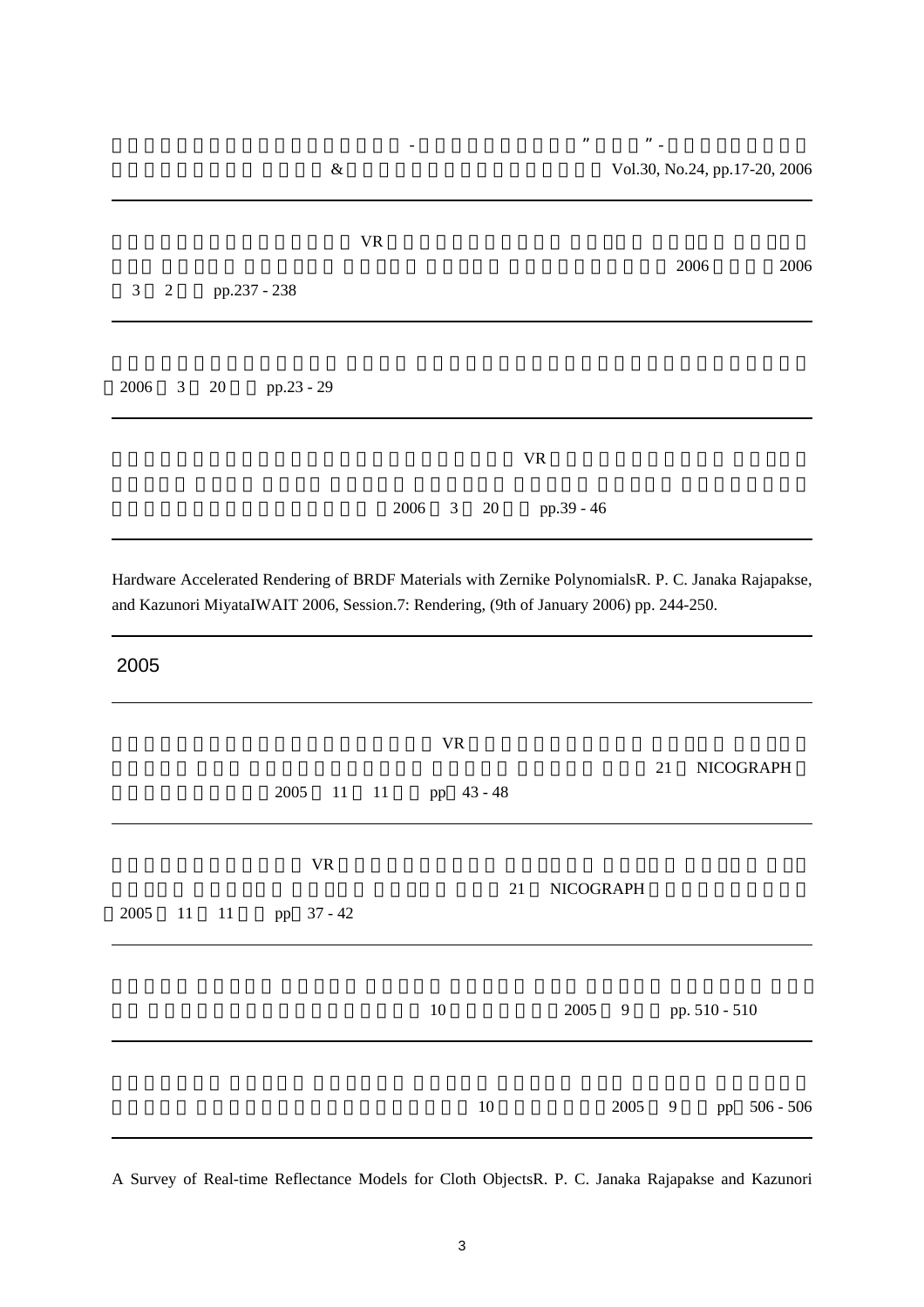- ” ” -
& Vol.30, No.24, pp.17-20, 2006

---

VR
2006 2006
3 2 pp.237 - 238

---

2006 3 20 pp.23 - 29

---

VR
2006 3 20 pp.39 - 46

---

Hardware Accelerated Rendering of BRDF Materials with Zernike PolynomialsR. P. C. Janaka Rajapakse, and Kazunori MiyataIWAIT 2006, Session.7: Rendering, (9th of January 2006) pp. 244-250.

---

## 2005

---

VR
21 NICOGRAPH
2005 11 11 pp 43 - 48

---

VR
21 NICOGRAPH
2005 11 11 pp 37 - 42

---

10 2005 9 pp. 510 - 510

---

10 2005 9 pp 506 - 506

---

A Survey of Real-time Reflectance Models for Cloth ObjectsR. P. C. Janaka Rajapakse and Kazunori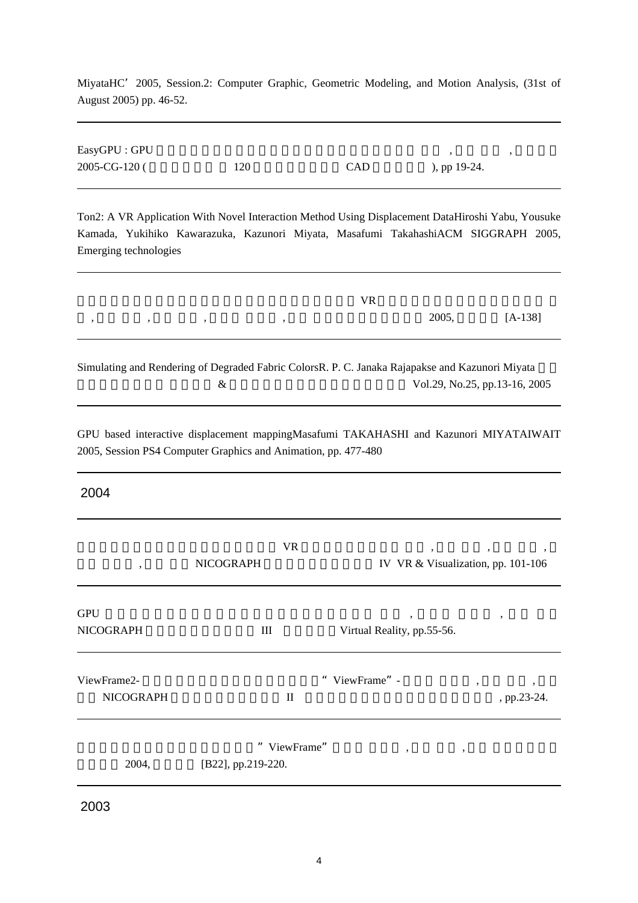MiyataHC’2005, Session.2: Computer Graphic, Geometric Modeling, and Motion Analysis, (31st of August 2005) pp. 46-52.

---

EasyGPU : GPU , , 2005-CG-120 ( 120 CAD ), pp 19-24.

---

Ton2: A VR Application With Novel Interaction Method Using Displacement DataHiroshi Yabu, Yousuke Kamada, Yukihiko Kawarazuka, Kazunori Miyata, Masafumi TakahashiACM SIGGRAPH 2005, Emerging technologies

---

VR , , , , 2005, [A-138]

---

Simulating and Rendering of Degraded Fabric ColorsR. P. C. Janaka Rajapakse and Kazunori Miyata & Vol.29, No.25, pp.13-16, 2005

---

GPU based interactive displacement mappingMasafumi TAKAHASHI and Kazunori MIYATAIWAIT 2005, Session PS4 Computer Graphics and Animation, pp. 477-480

---

## 2004

---

VR , , , , , NICOGRAPH IV VR & Visualization, pp. 101-106

---

GPU , , NICOGRAPH III Virtual Reality, pp.55-56.

---

ViewFrame2- “ViewFrame”- , , NICOGRAPH II , pp.23-24.

---

”ViewFrame” , , 2004, [B22], pp.219-220.

---

## 2003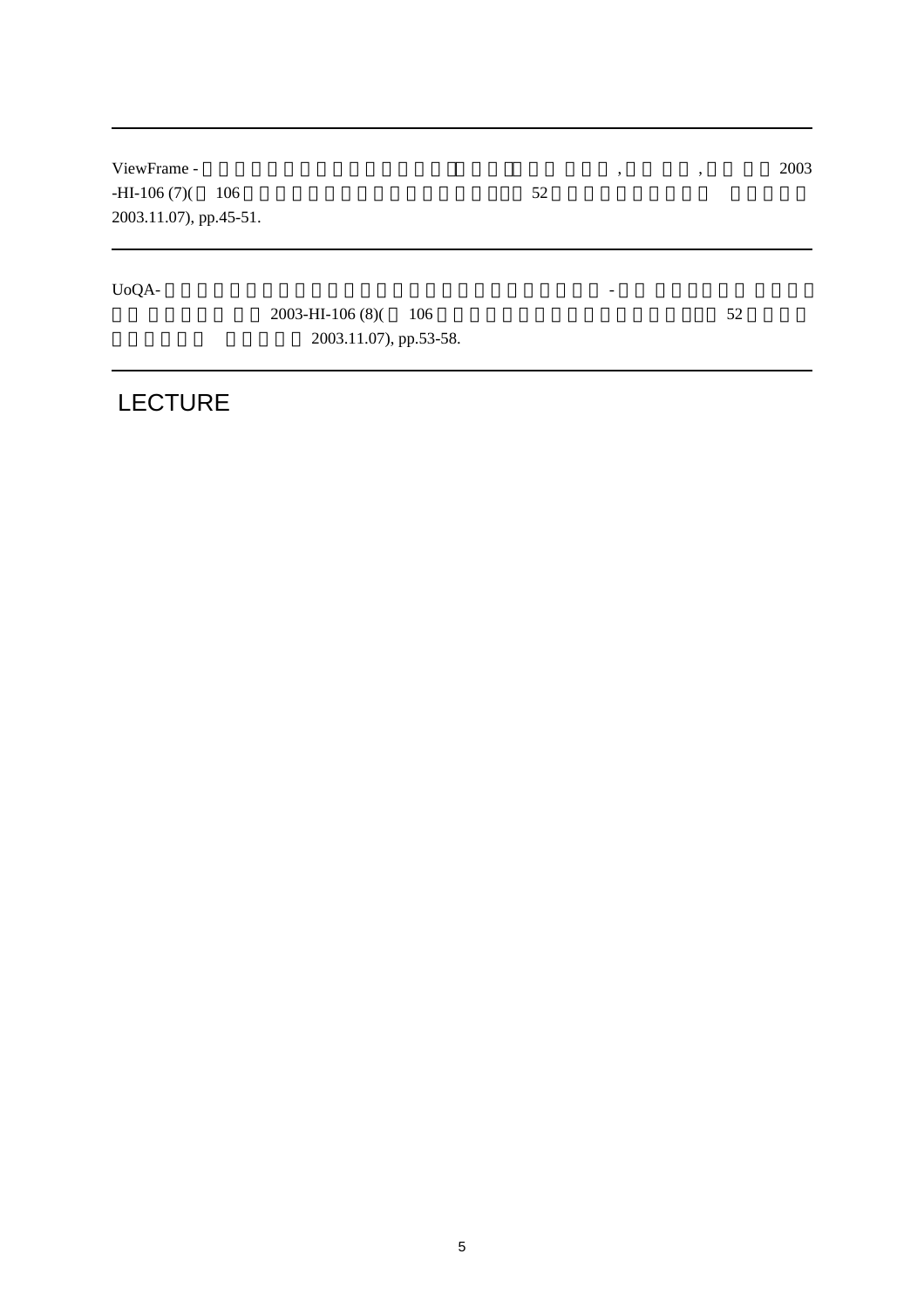ViewFrame - , , 2003 -HI-106 (7)( 106 52 2003.11.07), pp.45-51.

---

UoQA- - 2003-HI-106 (8)( 106 52 2003.11.07), pp.53-58.

---

# LECTURE